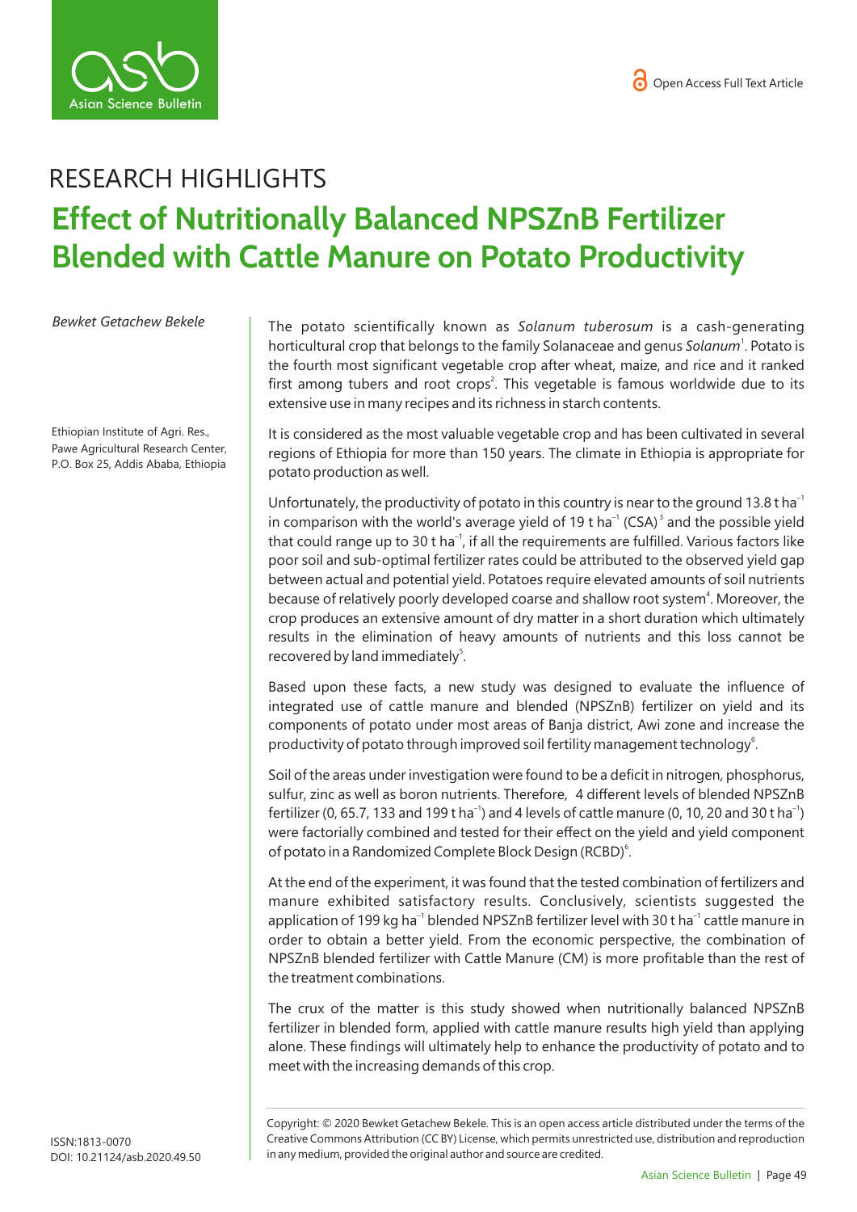RESEARCH HIGHLIGHTS

# Effect of Nutritionally Balanced NPSZnB Fertilizer Blended with Cattle Manure on Potato Productivity

*Bewket Getachew Bekele*

Ethiopian Institute of Agri. Res., Pawe Agricultural Research Center, P.O. Box 25, Addis Ababa, Ethiopia

The potato scientifically known as *Solanum tuberosum* is a cash-generating horticultural crop that belongs to the family Solanaceae and genus *Solanum*[1]. Potato is the fourth most significant vegetable crop after wheat, maize, and rice and it ranked first among tubers and root crops[2]. This vegetable is famous worldwide due to its extensive use in many recipes and its richness in starch contents.

It is considered as the most valuable vegetable crop and has been cultivated in several regions of Ethiopia for more than 150 years. The climate in Ethiopia is appropriate for potato production as well.

Unfortunately, the productivity of potato in this country is near to the ground 13.8 t $ha^{-1}$ in comparison with the world's average yield of 19 t $ha^{-1}$ (CSA)[3] and the possible yield that could range up to 30 t $ha^{-1}$, if all the requirements are fulfilled. Various factors like poor soil and sub-optimal fertilizer rates could be attributed to the observed yield gap between actual and potential yield. Potatoes require elevated amounts of soil nutrients because of relatively poorly developed coarse and shallow root system[4]. Moreover, the crop produces an extensive amount of dry matter in a short duration which ultimately results in the elimination of heavy amounts of nutrients and this loss cannot be recovered by land immediately[5].

Based upon these facts, a new study was designed to evaluate the influence of integrated use of cattle manure and blended (NPSZnB) fertilizer on yield and its components of potato under most areas of Banja district, Awi zone and increase the productivity of potato through improved soil fertility management technology[6].

Soil of the areas under investigation were found to be a deficit in nitrogen, phosphorus, sulfur, zinc as well as boron nutrients. Therefore, 4 different levels of blended NPSZnB fertilizer (0, 65.7, 133 and 199 t $ha^{-1}$) and 4 levels of cattle manure (0, 10, 20 and 30 t $ha^{-1}$) were factorially combined and tested for their effect on the yield and yield component of potato in a Randomized Complete Block Design (RCBD)[6].

At the end of the experiment, it was found that the tested combination of fertilizers and manure exhibited satisfactory results. Conclusively, scientists suggested the application of 199 kg $ha^{-1}$ blended NPSZnB fertilizer level with 30 t $ha^{-1}$ cattle manure in order to obtain a better yield. From the economic perspective, the combination of NPSZnB blended fertilizer with Cattle Manure (CM) is more profitable than the rest of the treatment combinations.

The crux of the matter is this study showed when nutritionally balanced NPSZnB fertilizer in blended form, applied with cattle manure results high yield than applying alone. These findings will ultimately help to enhance the productivity of potato and to meet with the increasing demands of this crop.

ISSN:1813-0070
DOI: 10.21124/asb.2020.49.50

Copyright: © 2020 Bewket Getachew Bekele. This is an open access article distributed under the terms of the Creative Commons Attribution (CC BY) License, which permits unrestricted use, distribution and reproduction in any medium, provided the original author and source are credited.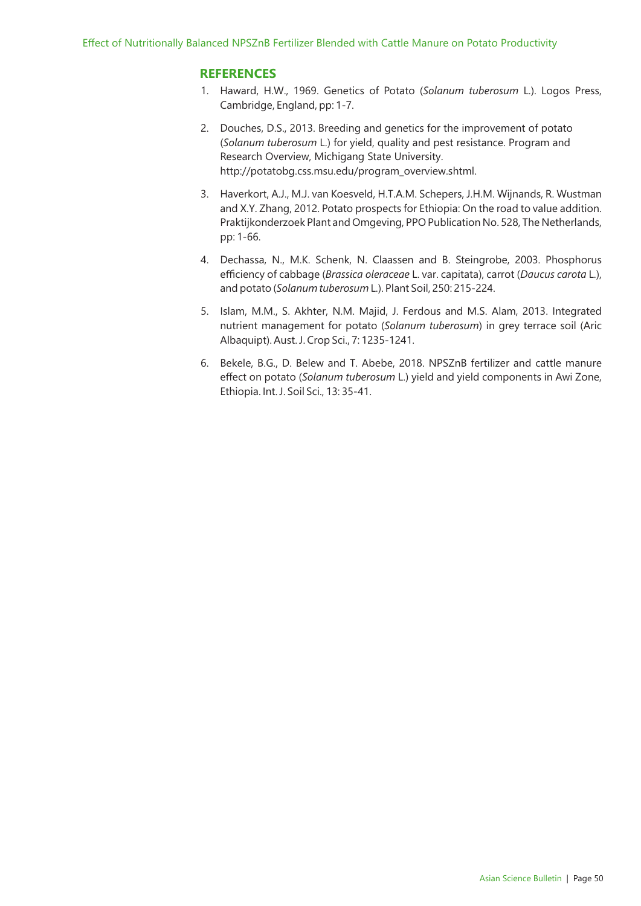## REFERENCES

1. Haward, H.W., 1969. Genetics of Potato (*Solanum tuberosum* L.). Logos Press, Cambridge, England, pp: 1-7.

2. Douches, D.S., 2013. Breeding and genetics for the improvement of potato (*Solanum tuberosum* L.) for yield, quality and pest resistance. Program and Research Overview, Michigang State University. http://potatobg.css.msu.edu/program_overview.shtml.

3. Haverkort, A.J., M.J. van Koesveld, H.T.A.M. Schepers, J.H.M. Wijnands, R. Wustman and X.Y. Zhang, 2012. Potato prospects for Ethiopia: On the road to value addition. Praktijkonderzoek Plant and Omgeving, PPO Publication No. 528, The Netherlands, pp: 1-66.

4. Dechassa, N., M.K. Schenk, N. Claassen and B. Steingrobe, 2003. Phosphorus efficiency of cabbage (*Brassica oleraceae* L. var. capitata), carrot (*Daucus carota* L.), and potato (*Solanum tuberosum* L.). Plant Soil, 250: 215-224.

5. Islam, M.M., S. Akhter, N.M. Majid, J. Ferdous and M.S. Alam, 2013. Integrated nutrient management for potato (*Solanum tuberosum*) in grey terrace soil (Aric Albaquipt). Aust. J. Crop Sci., 7: 1235-1241.

6. Bekele, B.G., D. Belew and T. Abebe, 2018. NPSZnB fertilizer and cattle manure effect on potato (*Solanum tuberosum* L.) yield and yield components in Awi Zone, Ethiopia. Int. J. Soil Sci., 13: 35-41.